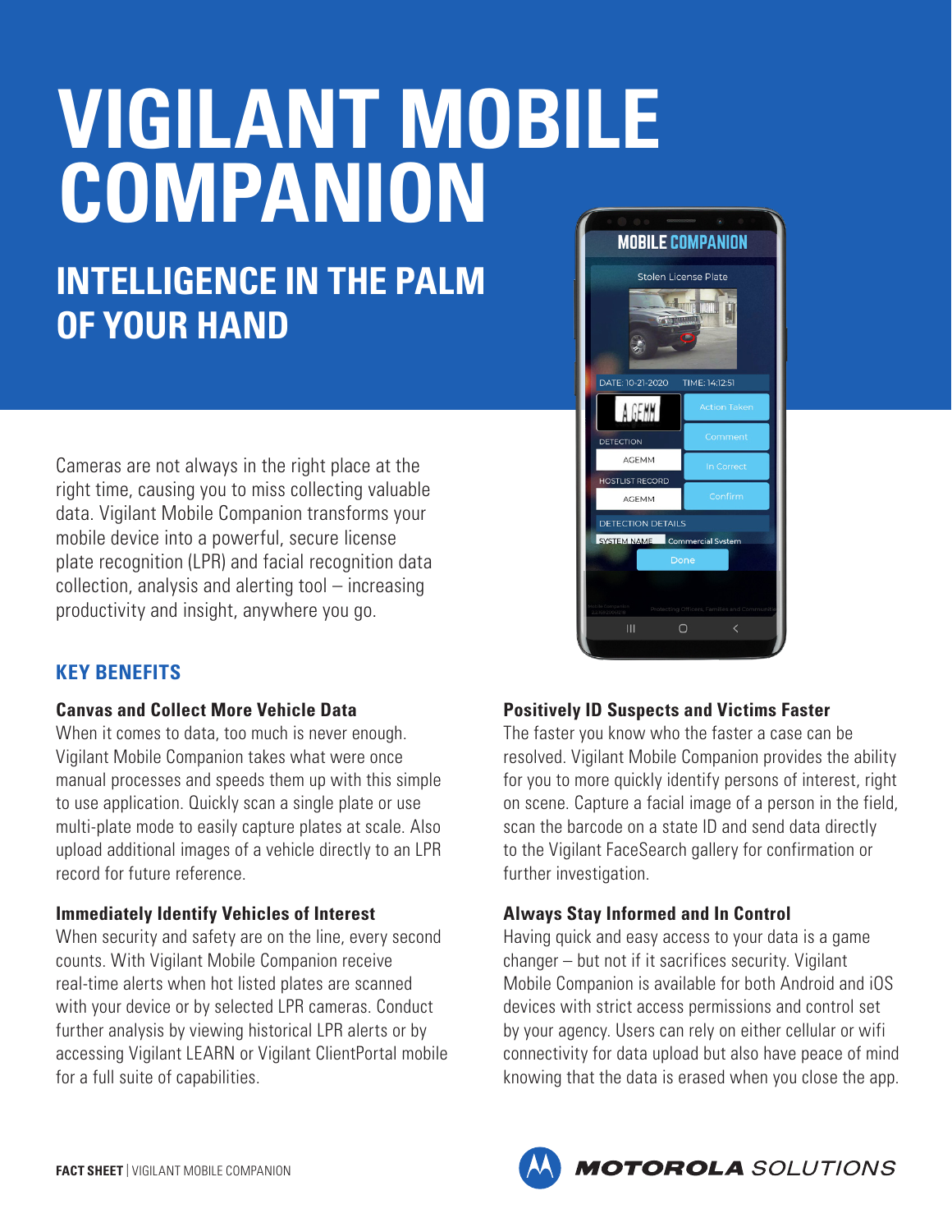# VIGILANT MOBILE COMPANION

## INTELLIGENCE IN THE PALM OF YOUR HAND

Cameras are not always in the right place at the right time, causing you to miss collecting valuable data. Vigilant Mobile Companion transforms your mobile device into a powerful, secure license plate recognition (LPR) and facial recognition data collection, analysis and alerting tool – increasing productivity and insight, anywhere you go.

## KEY BENEFITS

### Canvas and Collect More Vehicle Data

When it comes to data, too much is never enough. Vigilant Mobile Companion takes what were once manual processes and speeds them up with this simple to use application. Quickly scan a single plate or use multi-plate mode to easily capture plates at scale. Also upload additional images of a vehicle directly to an LPR record for future reference.

### Immediately Identify Vehicles of Interest

When security and safety are on the line, every second counts. With Vigilant Mobile Companion receive real-time alerts when hot listed plates are scanned with your device or by selected LPR cameras. Conduct further analysis by viewing historical LPR alerts or by accessing Vigilant LEARN or Vigilant ClientPortal mobile for a full suite of capabilities.

### Positively ID Suspects and Victims Faster

The faster you know who the faster a case can be resolved. Vigilant Mobile Companion provides the ability for you to more quickly identify persons of interest, right on scene. Capture a facial image of a person in the field, scan the barcode on a state ID and send data directly to the Vigilant FaceSearch gallery for confirmation or further investigation.

### Always Stay Informed and In Control

Having quick and easy access to your data is a game changer – but not if it sacrifices security. Vigilant Mobile Companion is available for both Android and iOS devices with strict access permissions and control set by your agency. Users can rely on either cellular or wifi connectivity for data upload but also have peace of mind knowing that the data is erased when you close the app.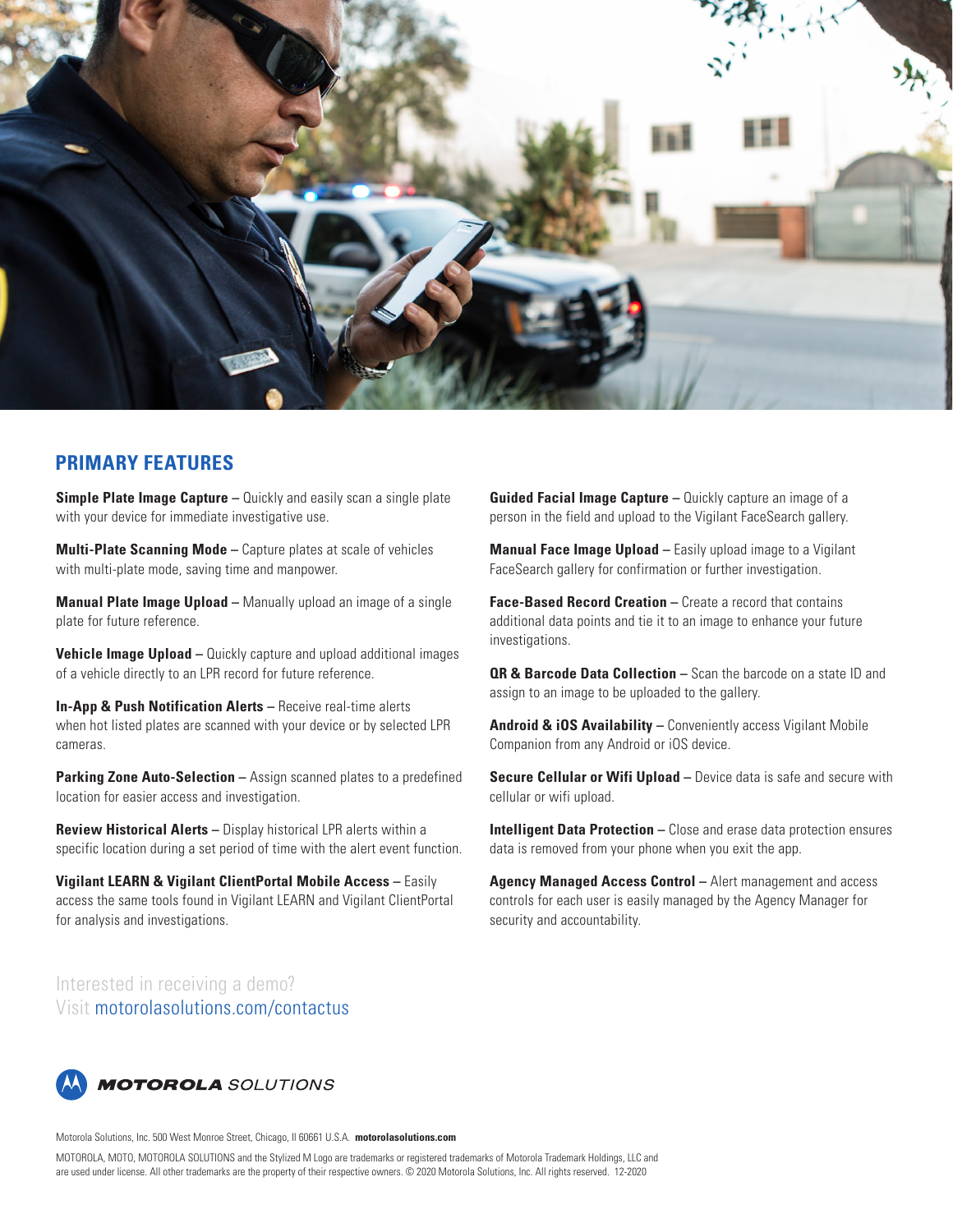## PRIMARY FEATURES

**Simple Plate Image Capture –** Quickly and easily scan a single plate with your device for immediate investigative use.

**Multi-Plate Scanning Mode –** Capture plates at scale of vehicles with multi-plate mode, saving time and manpower.

**Manual Plate Image Upload –** Manually upload an image of a single plate for future reference.

**Vehicle Image Upload –** Quickly capture and upload additional images of a vehicle directly to an LPR record for future reference.

**In-App & Push Notification Alerts –** Receive real-time alerts when hot listed plates are scanned with your device or by selected LPR cameras.

**Parking Zone Auto-Selection –** Assign scanned plates to a predefined location for easier access and investigation.

**Review Historical Alerts –** Display historical LPR alerts within a specific location during a set period of time with the alert event function.

**Vigilant LEARN & Vigilant ClientPortal Mobile Access –** Easily access the same tools found in Vigilant LEARN and Vigilant ClientPortal for analysis and investigations.

**Guided Facial Image Capture –** Quickly capture an image of a person in the field and upload to the Vigilant FaceSearch gallery.

**Manual Face Image Upload –** Easily upload image to a Vigilant FaceSearch gallery for confirmation or further investigation.

**Face-Based Record Creation –** Create a record that contains additional data points and tie it to an image to enhance your future investigations.

**QR & Barcode Data Collection –** Scan the barcode on a state ID and assign to an image to be uploaded to the gallery.

**Android & iOS Availability –** Conveniently access Vigilant Mobile Companion from any Android or iOS device.

**Secure Cellular or Wifi Upload –** Device data is safe and secure with cellular or wifi upload.

**Intelligent Data Protection –** Close and erase data protection ensures data is removed from your phone when you exit the app.

**Agency Managed Access Control –** Alert management and access controls for each user is easily managed by the Agency Manager for security and accountability.

Interested in receiving a demo?
Visit motorolasolutions.com/contactus

MOTOROLA SOLUTIONS

Motorola Solutions, Inc. 500 West Monroe Street, Chicago, Il 60661 U.S.A. **motorolasolutions.com**

MOTOROLA, MOTO, MOTOROLA SOLUTIONS and the Stylized M Logo are trademarks or registered trademarks of Motorola Trademark Holdings, LLC and are used under license. All other trademarks are the property of their respective owners. © 2020 Motorola Solutions, Inc. All rights reserved. 12-2020